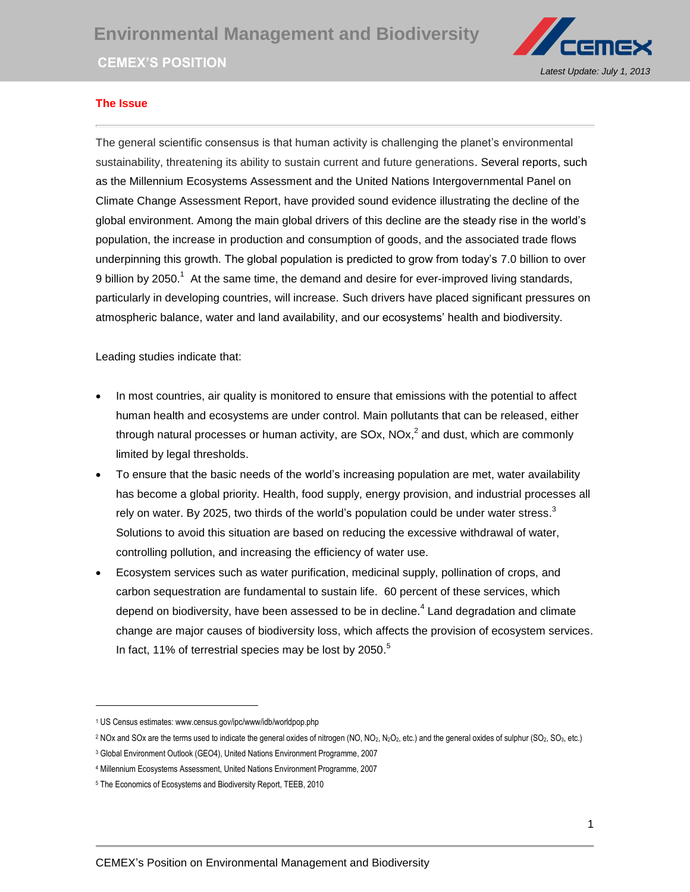# Environmental Management and Biodiversity

## CEMEX'S POSITION

*Latest Update: July 1, 2013*

### The Issue

The general scientific consensus is that human activity is challenging the planet's environmental sustainability, threatening its ability to sustain current and future generations. Several reports, such as the Millennium Ecosystems Assessment and the United Nations Intergovernmental Panel on Climate Change Assessment Report, have provided sound evidence illustrating the decline of the global environment. Among the main global drivers of this decline are the steady rise in the world's population, the increase in production and consumption of goods, and the associated trade flows underpinning this growth. The global population is predicted to grow from today's 7.0 billion to over 9 billion by 2050.[1] At the same time, the demand and desire for ever-improved living standards, particularly in developing countries, will increase. Such drivers have placed significant pressures on atmospheric balance, water and land availability, and our ecosystems' health and biodiversity.

Leading studies indicate that:

- In most countries, air quality is monitored to ensure that emissions with the potential to affect human health and ecosystems are under control. Main pollutants that can be released, either through natural processes or human activity, are SOx, NOx,[2] and dust, which are commonly limited by legal thresholds.
- To ensure that the basic needs of the world's increasing population are met, water availability has become a global priority. Health, food supply, energy provision, and industrial processes all rely on water. By 2025, two thirds of the world's population could be under water stress.[3] Solutions to avoid this situation are based on reducing the excessive withdrawal of water, controlling pollution, and increasing the efficiency of water use.
- Ecosystem services such as water purification, medicinal supply, pollination of crops, and carbon sequestration are fundamental to sustain life. 60 percent of these services, which depend on biodiversity, have been assessed to be in decline.[4] Land degradation and climate change are major causes of biodiversity loss, which affects the provision of ecosystem services. In fact, 11% of terrestrial species may be lost by 2050.[5]

---

[1] US Census estimates: www.census.gov/ipc/www/idb/worldpop.php

[2] NOx and SOx are the terms used to indicate the general oxides of nitrogen (NO, $NO_2$, $N_2O_2$, etc.) and the general oxides of sulphur ($SO_2$, $SO_3$, etc.)

[3] Global Environment Outlook (GEO4), United Nations Environment Programme, 2007

[4] Millennium Ecosystems Assessment, United Nations Environment Programme, 2007

[5] The Economics of Ecosystems and Biodiversity Report, TEEB, 2010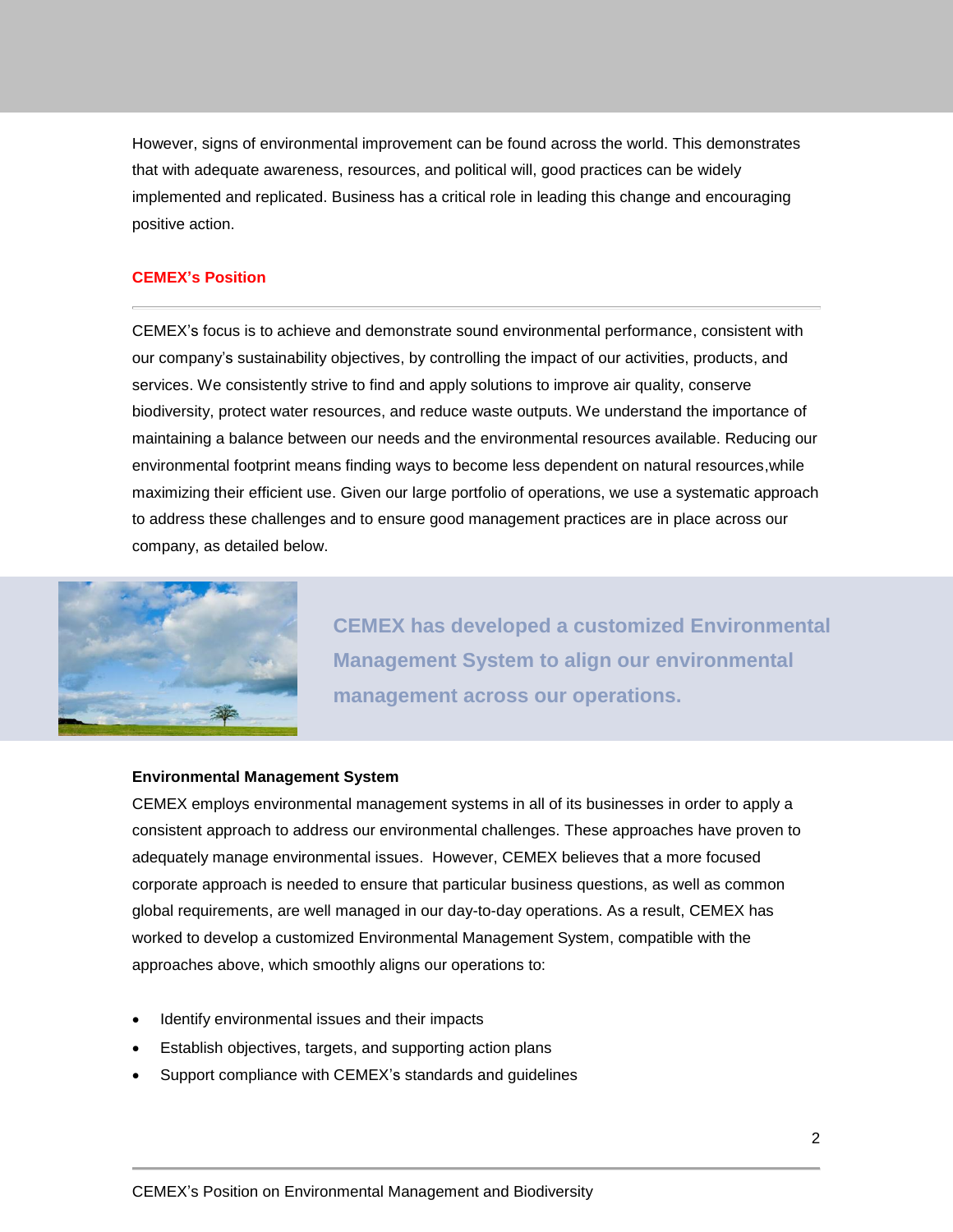However, signs of environmental improvement can be found across the world. This demonstrates that with adequate awareness, resources, and political will, good practices can be widely implemented and replicated. Business has a critical role in leading this change and encouraging positive action.

## CEMEX's Position

CEMEX's focus is to achieve and demonstrate sound environmental performance, consistent with our company's sustainability objectives, by controlling the impact of our activities, products, and services. We consistently strive to find and apply solutions to improve air quality, conserve biodiversity, protect water resources, and reduce waste outputs. We understand the importance of maintaining a balance between our needs and the environmental resources available. Reducing our environmental footprint means finding ways to become less dependent on natural resources,while maximizing their efficient use. Given our large portfolio of operations, we use a systematic approach to address these challenges and to ensure good management practices are in place across our company, as detailed below.

**CEMEX has developed a customized Environmental Management System to align our environmental management across our operations.**

### Environmental Management System

CEMEX employs environmental management systems in all of its businesses in order to apply a consistent approach to address our environmental challenges. These approaches have proven to adequately manage environmental issues. However, CEMEX believes that a more focused corporate approach is needed to ensure that particular business questions, as well as common global requirements, are well managed in our day-to-day operations. As a result, CEMEX has worked to develop a customized Environmental Management System, compatible with the approaches above, which smoothly aligns our operations to:

- Identify environmental issues and their impacts
- Establish objectives, targets, and supporting action plans
- Support compliance with CEMEX's standards and guidelines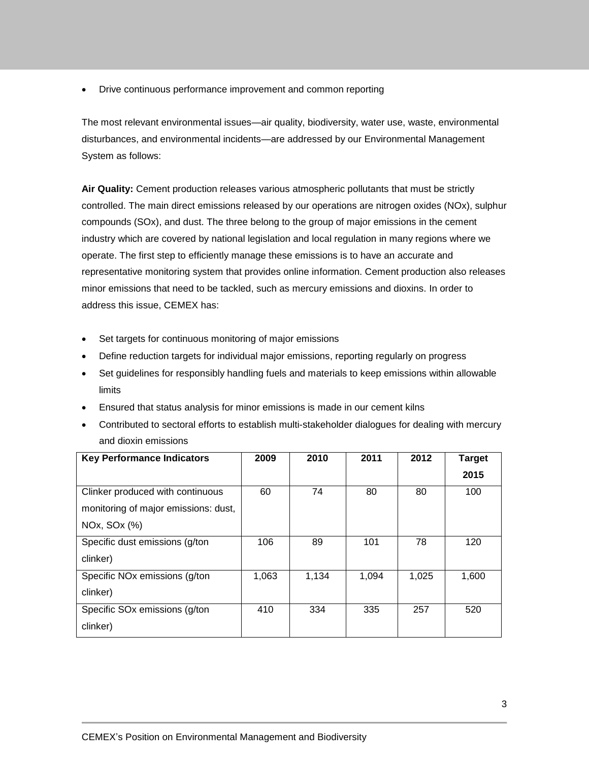- Drive continuous performance improvement and common reporting

The most relevant environmental issues—air quality, biodiversity, water use, waste, environmental disturbances, and environmental incidents—are addressed by our Environmental Management System as follows:

**Air Quality:** Cement production releases various atmospheric pollutants that must be strictly controlled. The main direct emissions released by our operations are nitrogen oxides (NOx), sulphur compounds (SOx), and dust. The three belong to the group of major emissions in the cement industry which are covered by national legislation and local regulation in many regions where we operate. The first step to efficiently manage these emissions is to have an accurate and representative monitoring system that provides online information. Cement production also releases minor emissions that need to be tackled, such as mercury emissions and dioxins. In order to address this issue, CEMEX has:

- Set targets for continuous monitoring of major emissions
- Define reduction targets for individual major emissions, reporting regularly on progress
- Set guidelines for responsibly handling fuels and materials to keep emissions within allowable limits
- Ensured that status analysis for minor emissions is made in our cement kilns
- Contributed to sectoral efforts to establish multi-stakeholder dialogues for dealing with mercury and dioxin emissions

| Key Performance Indicators | 2009 | 2010 | 2011 | 2012 | Target 2015 |
|---|---|---|---|---|---|
| Clinker produced with continuous monitoring of major emissions: dust, NOx, SOx (%) | 60 | 74 | 80 | 80 | 100 |
| Specific dust emissions (g/ton clinker) | 106 | 89 | 101 | 78 | 120 |
| Specific NOx emissions (g/ton clinker) | 1,063 | 1,134 | 1,094 | 1,025 | 1,600 |
| Specific SOx emissions (g/ton clinker) | 410 | 334 | 335 | 257 | 520 |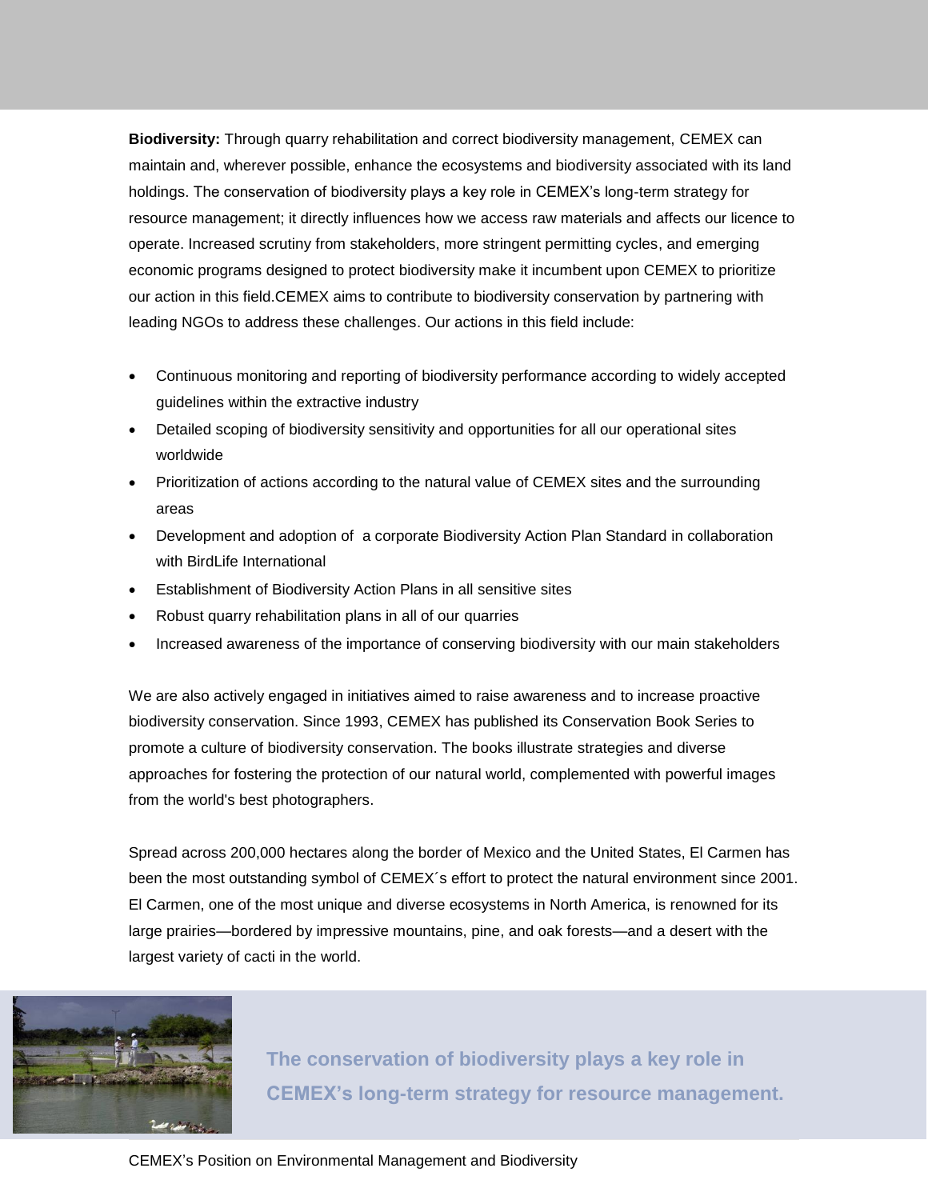**Biodiversity:** Through quarry rehabilitation and correct biodiversity management, CEMEX can maintain and, wherever possible, enhance the ecosystems and biodiversity associated with its land holdings. The conservation of biodiversity plays a key role in CEMEX's long-term strategy for resource management; it directly influences how we access raw materials and affects our licence to operate. Increased scrutiny from stakeholders, more stringent permitting cycles, and emerging economic programs designed to protect biodiversity make it incumbent upon CEMEX to prioritize our action in this field.CEMEX aims to contribute to biodiversity conservation by partnering with leading NGOs to address these challenges. Our actions in this field include:

- Continuous monitoring and reporting of biodiversity performance according to widely accepted guidelines within the extractive industry
- Detailed scoping of biodiversity sensitivity and opportunities for all our operational sites worldwide
- Prioritization of actions according to the natural value of CEMEX sites and the surrounding areas
- Development and adoption of a corporate Biodiversity Action Plan Standard in collaboration with BirdLife International
- Establishment of Biodiversity Action Plans in all sensitive sites
- Robust quarry rehabilitation plans in all of our quarries
- Increased awareness of the importance of conserving biodiversity with our main stakeholders

We are also actively engaged in initiatives aimed to raise awareness and to increase proactive biodiversity conservation. Since 1993, CEMEX has published its Conservation Book Series to promote a culture of biodiversity conservation. The books illustrate strategies and diverse approaches for fostering the protection of our natural world, complemented with powerful images from the world's best photographers.

Spread across 200,000 hectares along the border of Mexico and the United States, El Carmen has been the most outstanding symbol of CEMEX´s effort to protect the natural environment since 2001. El Carmen, one of the most unique and diverse ecosystems in North America, is renowned for its large prairies—bordered by impressive mountains, pine, and oak forests—and a desert with the largest variety of cacti in the world.

**The conservation of biodiversity plays a key role in CEMEX's long-term strategy for resource management.**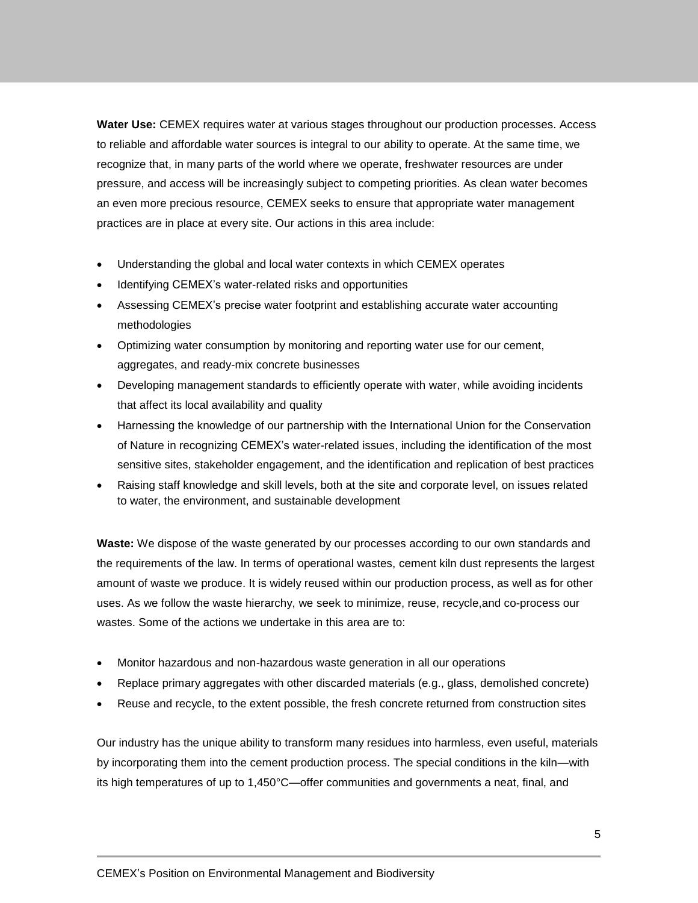**Water Use:** CEMEX requires water at various stages throughout our production processes. Access to reliable and affordable water sources is integral to our ability to operate. At the same time, we recognize that, in many parts of the world where we operate, freshwater resources are under pressure, and access will be increasingly subject to competing priorities. As clean water becomes an even more precious resource, CEMEX seeks to ensure that appropriate water management practices are in place at every site. Our actions in this area include:

- Understanding the global and local water contexts in which CEMEX operates
- Identifying CEMEX's water-related risks and opportunities
- Assessing CEMEX's precise water footprint and establishing accurate water accounting methodologies
- Optimizing water consumption by monitoring and reporting water use for our cement, aggregates, and ready-mix concrete businesses
- Developing management standards to efficiently operate with water, while avoiding incidents that affect its local availability and quality
- Harnessing the knowledge of our partnership with the International Union for the Conservation of Nature in recognizing CEMEX's water-related issues, including the identification of the most sensitive sites, stakeholder engagement, and the identification and replication of best practices
- Raising staff knowledge and skill levels, both at the site and corporate level, on issues related to water, the environment, and sustainable development

**Waste:** We dispose of the waste generated by our processes according to our own standards and the requirements of the law. In terms of operational wastes, cement kiln dust represents the largest amount of waste we produce. It is widely reused within our production process, as well as for other uses. As we follow the waste hierarchy, we seek to minimize, reuse, recycle,and co-process our wastes. Some of the actions we undertake in this area are to:

- Monitor hazardous and non-hazardous waste generation in all our operations
- Replace primary aggregates with other discarded materials (e.g., glass, demolished concrete)
- Reuse and recycle, to the extent possible, the fresh concrete returned from construction sites

Our industry has the unique ability to transform many residues into harmless, even useful, materials by incorporating them into the cement production process. The special conditions in the kiln—with its high temperatures of up to 1,450°C—offer communities and governments a neat, final, and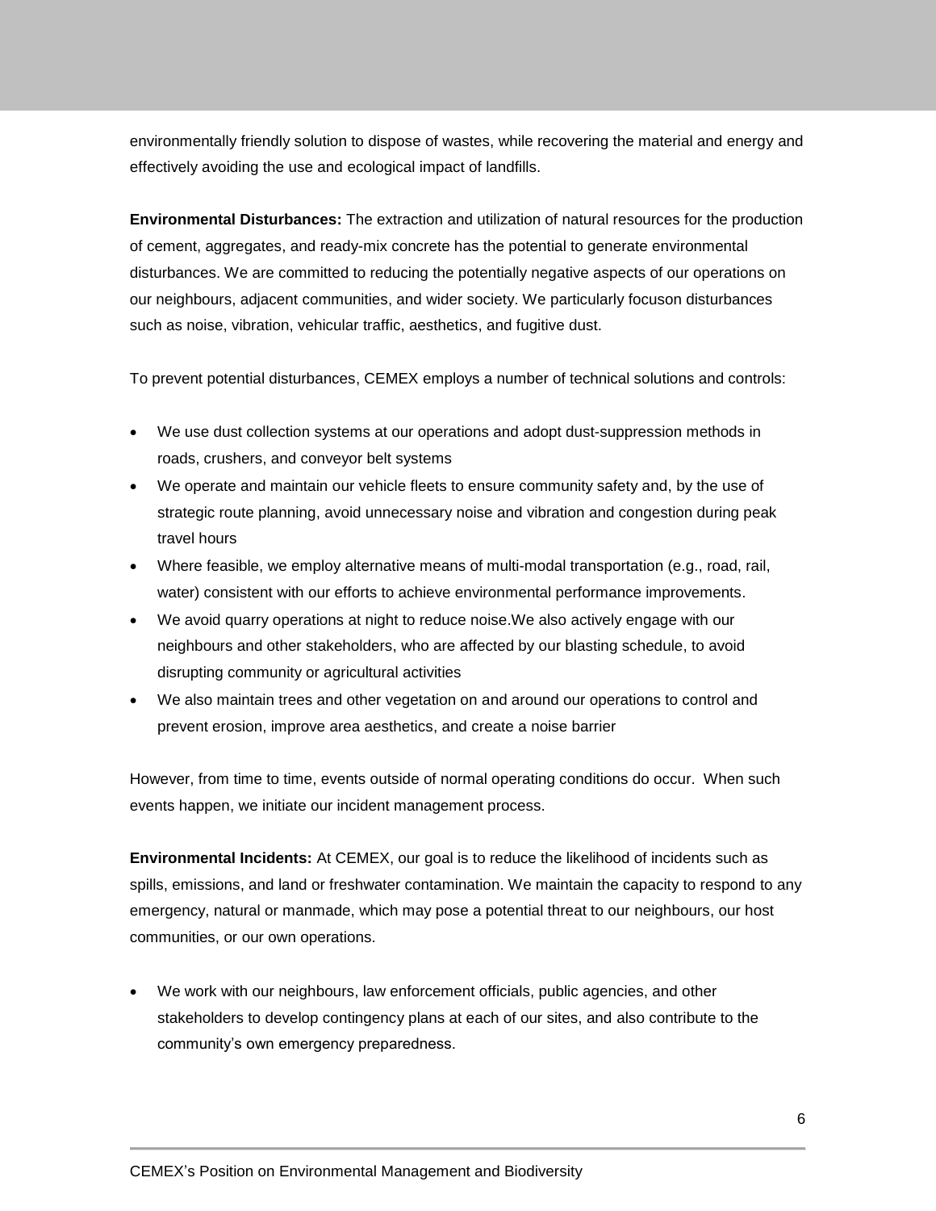environmentally friendly solution to dispose of wastes, while recovering the material and energy and effectively avoiding the use and ecological impact of landfills.

**Environmental Disturbances:** The extraction and utilization of natural resources for the production of cement, aggregates, and ready-mix concrete has the potential to generate environmental disturbances. We are committed to reducing the potentially negative aspects of our operations on our neighbours, adjacent communities, and wider society. We particularly focuson disturbances such as noise, vibration, vehicular traffic, aesthetics, and fugitive dust.

To prevent potential disturbances, CEMEX employs a number of technical solutions and controls:

- We use dust collection systems at our operations and adopt dust-suppression methods in roads, crushers, and conveyor belt systems
- We operate and maintain our vehicle fleets to ensure community safety and, by the use of strategic route planning, avoid unnecessary noise and vibration and congestion during peak travel hours
- Where feasible, we employ alternative means of multi-modal transportation (e.g., road, rail, water) consistent with our efforts to achieve environmental performance improvements.
- We avoid quarry operations at night to reduce noise.We also actively engage with our neighbours and other stakeholders, who are affected by our blasting schedule, to avoid disrupting community or agricultural activities
- We also maintain trees and other vegetation on and around our operations to control and prevent erosion, improve area aesthetics, and create a noise barrier

However, from time to time, events outside of normal operating conditions do occur. When such events happen, we initiate our incident management process.

**Environmental Incidents:** At CEMEX, our goal is to reduce the likelihood of incidents such as spills, emissions, and land or freshwater contamination. We maintain the capacity to respond to any emergency, natural or manmade, which may pose a potential threat to our neighbours, our host communities, or our own operations.

- We work with our neighbours, law enforcement officials, public agencies, and other stakeholders to develop contingency plans at each of our sites, and also contribute to the community's own emergency preparedness.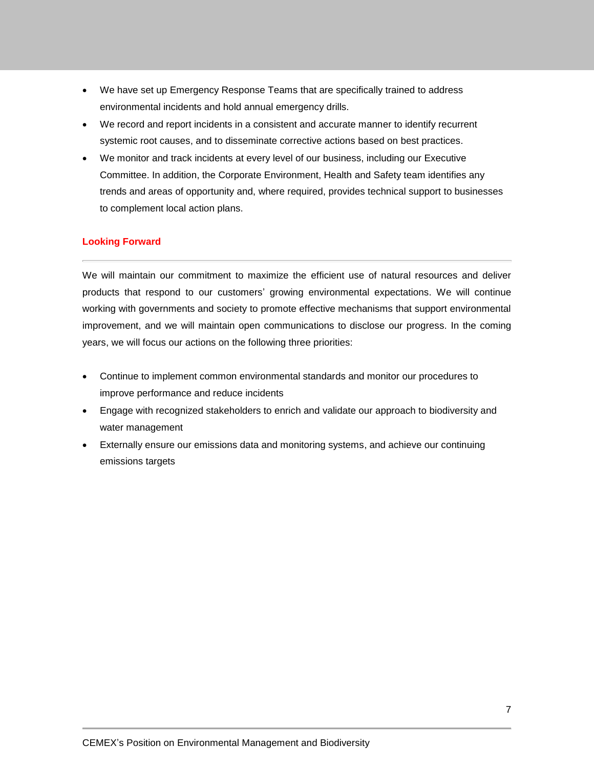- We have set up Emergency Response Teams that are specifically trained to address environmental incidents and hold annual emergency drills.
- We record and report incidents in a consistent and accurate manner to identify recurrent systemic root causes, and to disseminate corrective actions based on best practices.
- We monitor and track incidents at every level of our business, including our Executive Committee. In addition, the Corporate Environment, Health and Safety team identifies any trends and areas of opportunity and, where required, provides technical support to businesses to complement local action plans.

## Looking Forward

We will maintain our commitment to maximize the efficient use of natural resources and deliver products that respond to our customers' growing environmental expectations. We will continue working with governments and society to promote effective mechanisms that support environmental improvement, and we will maintain open communications to disclose our progress. In the coming years, we will focus our actions on the following three priorities:

- Continue to implement common environmental standards and monitor our procedures to improve performance and reduce incidents
- Engage with recognized stakeholders to enrich and validate our approach to biodiversity and water management
- Externally ensure our emissions data and monitoring systems, and achieve our continuing emissions targets